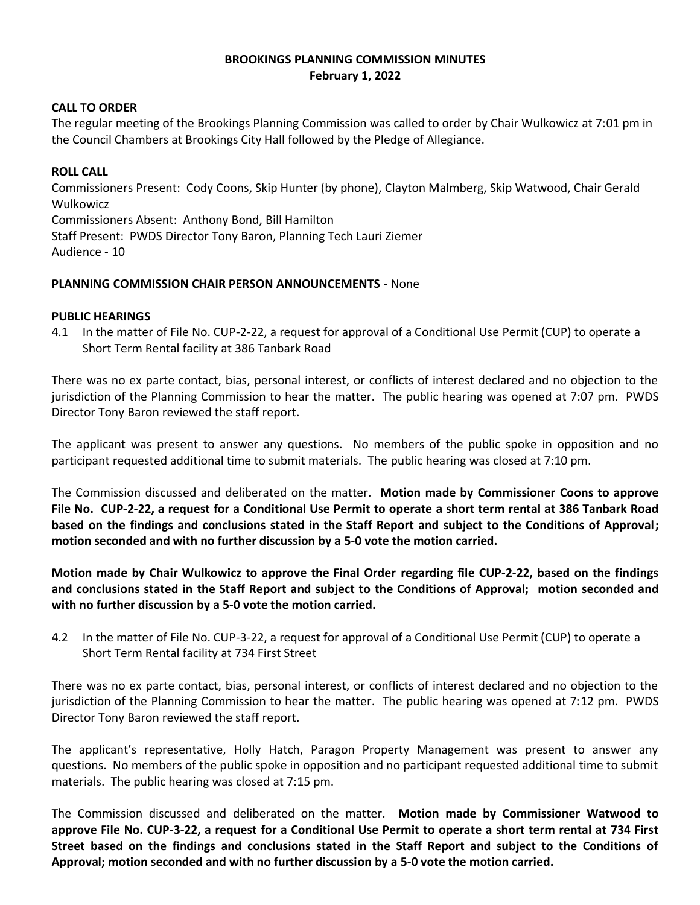# BROOKINGS PLANNING COMMISSION MINUTES
## February 1, 2022

### CALL TO ORDER

The regular meeting of the Brookings Planning Commission was called to order by Chair Wulkowicz at 7:01 pm in the Council Chambers at Brookings City Hall followed by the Pledge of Allegiance.

### ROLL CALL

Commissioners Present: Cody Coons, Skip Hunter (by phone), Clayton Malmberg, Skip Watwood, Chair Gerald Wulkowicz
Commissioners Absent: Anthony Bond, Bill Hamilton
Staff Present: PWDS Director Tony Baron, Planning Tech Lauri Ziemer
Audience - 10

### PLANNING COMMISSION CHAIR PERSON ANNOUNCEMENTS - None

### PUBLIC HEARINGS

4.1 In the matter of File No. CUP-2-22, a request for approval of a Conditional Use Permit (CUP) to operate a Short Term Rental facility at 386 Tanbark Road

There was no ex parte contact, bias, personal interest, or conflicts of interest declared and no objection to the jurisdiction of the Planning Commission to hear the matter. The public hearing was opened at 7:07 pm. PWDS Director Tony Baron reviewed the staff report.

The applicant was present to answer any questions. No members of the public spoke in opposition and no participant requested additional time to submit materials. The public hearing was closed at 7:10 pm.

The Commission discussed and deliberated on the matter. **Motion made by Commissioner Coons to approve File No. CUP-2-22, a request for a Conditional Use Permit to operate a short term rental at 386 Tanbark Road based on the findings and conclusions stated in the Staff Report and subject to the Conditions of Approval; motion seconded and with no further discussion by a 5-0 vote the motion carried.**

**Motion made by Chair Wulkowicz to approve the Final Order regarding file CUP-2-22, based on the findings and conclusions stated in the Staff Report and subject to the Conditions of Approval; motion seconded and with no further discussion by a 5-0 vote the motion carried.**

4.2 In the matter of File No. CUP-3-22, a request for approval of a Conditional Use Permit (CUP) to operate a Short Term Rental facility at 734 First Street

There was no ex parte contact, bias, personal interest, or conflicts of interest declared and no objection to the jurisdiction of the Planning Commission to hear the matter. The public hearing was opened at 7:12 pm. PWDS Director Tony Baron reviewed the staff report.

The applicant's representative, Holly Hatch, Paragon Property Management was present to answer any questions. No members of the public spoke in opposition and no participant requested additional time to submit materials. The public hearing was closed at 7:15 pm.

The Commission discussed and deliberated on the matter. **Motion made by Commissioner Watwood to approve File No. CUP-3-22, a request for a Conditional Use Permit to operate a short term rental at 734 First Street based on the findings and conclusions stated in the Staff Report and subject to the Conditions of Approval; motion seconded and with no further discussion by a 5-0 vote the motion carried.**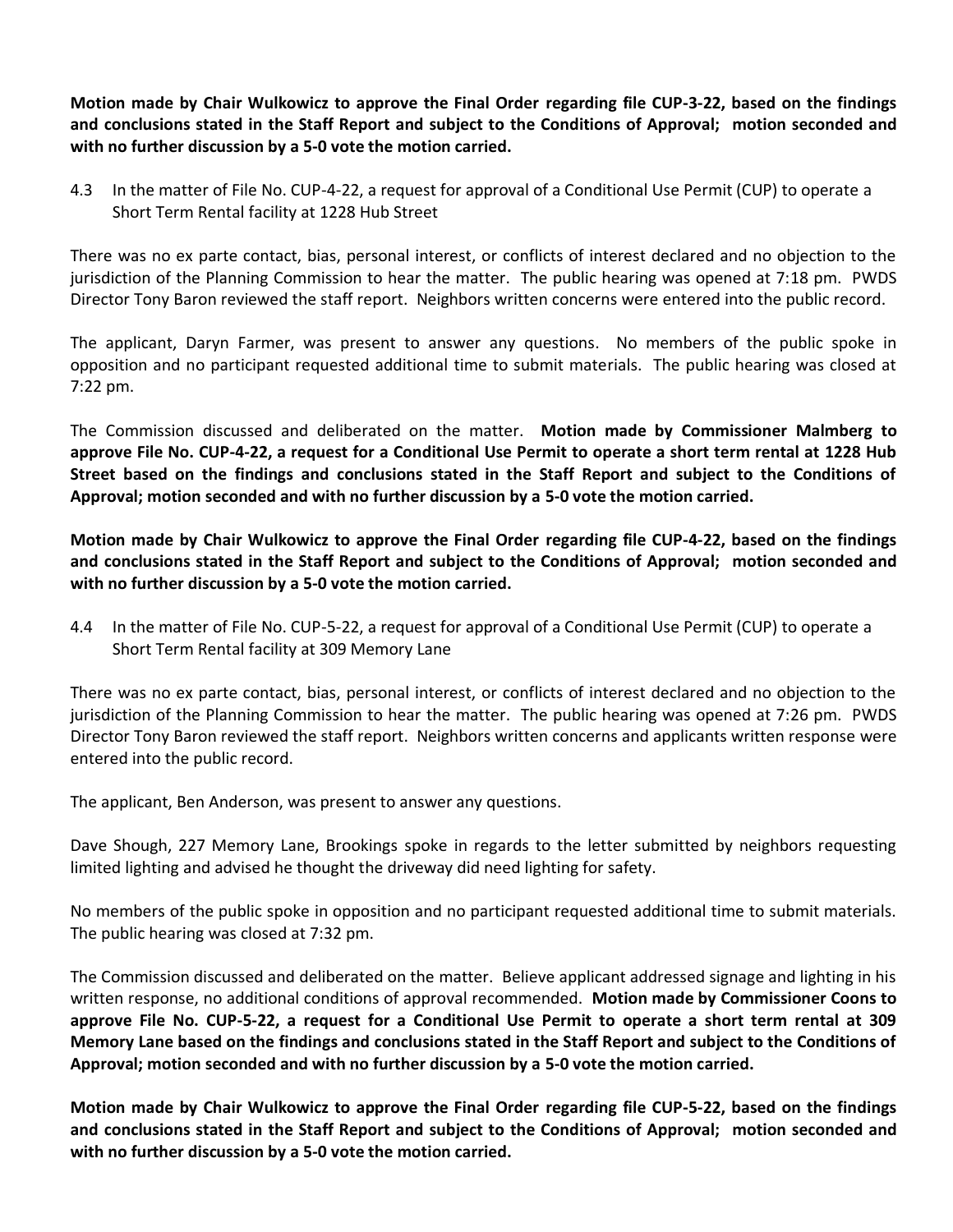**Motion made by Chair Wulkowicz to approve the Final Order regarding file CUP-3-22, based on the findings and conclusions stated in the Staff Report and subject to the Conditions of Approval; motion seconded and with no further discussion by a 5-0 vote the motion carried.**

4.3 In the matter of File No. CUP-4-22, a request for approval of a Conditional Use Permit (CUP) to operate a Short Term Rental facility at 1228 Hub Street

There was no ex parte contact, bias, personal interest, or conflicts of interest declared and no objection to the jurisdiction of the Planning Commission to hear the matter. The public hearing was opened at 7:18 pm. PWDS Director Tony Baron reviewed the staff report. Neighbors written concerns were entered into the public record.

The applicant, Daryn Farmer, was present to answer any questions. No members of the public spoke in opposition and no participant requested additional time to submit materials. The public hearing was closed at 7:22 pm.

The Commission discussed and deliberated on the matter. **Motion made by Commissioner Malmberg to approve File No. CUP-4-22, a request for a Conditional Use Permit to operate a short term rental at 1228 Hub Street based on the findings and conclusions stated in the Staff Report and subject to the Conditions of Approval; motion seconded and with no further discussion by a 5-0 vote the motion carried.**

**Motion made by Chair Wulkowicz to approve the Final Order regarding file CUP-4-22, based on the findings and conclusions stated in the Staff Report and subject to the Conditions of Approval; motion seconded and with no further discussion by a 5-0 vote the motion carried.**

4.4 In the matter of File No. CUP-5-22, a request for approval of a Conditional Use Permit (CUP) to operate a Short Term Rental facility at 309 Memory Lane

There was no ex parte contact, bias, personal interest, or conflicts of interest declared and no objection to the jurisdiction of the Planning Commission to hear the matter. The public hearing was opened at 7:26 pm. PWDS Director Tony Baron reviewed the staff report. Neighbors written concerns and applicants written response were entered into the public record.

The applicant, Ben Anderson, was present to answer any questions.

Dave Shough, 227 Memory Lane, Brookings spoke in regards to the letter submitted by neighbors requesting limited lighting and advised he thought the driveway did need lighting for safety.

No members of the public spoke in opposition and no participant requested additional time to submit materials. The public hearing was closed at 7:32 pm.

The Commission discussed and deliberated on the matter. Believe applicant addressed signage and lighting in his written response, no additional conditions of approval recommended. **Motion made by Commissioner Coons to approve File No. CUP-5-22, a request for a Conditional Use Permit to operate a short term rental at 309 Memory Lane based on the findings and conclusions stated in the Staff Report and subject to the Conditions of Approval; motion seconded and with no further discussion by a 5-0 vote the motion carried.**

**Motion made by Chair Wulkowicz to approve the Final Order regarding file CUP-5-22, based on the findings and conclusions stated in the Staff Report and subject to the Conditions of Approval; motion seconded and with no further discussion by a 5-0 vote the motion carried.**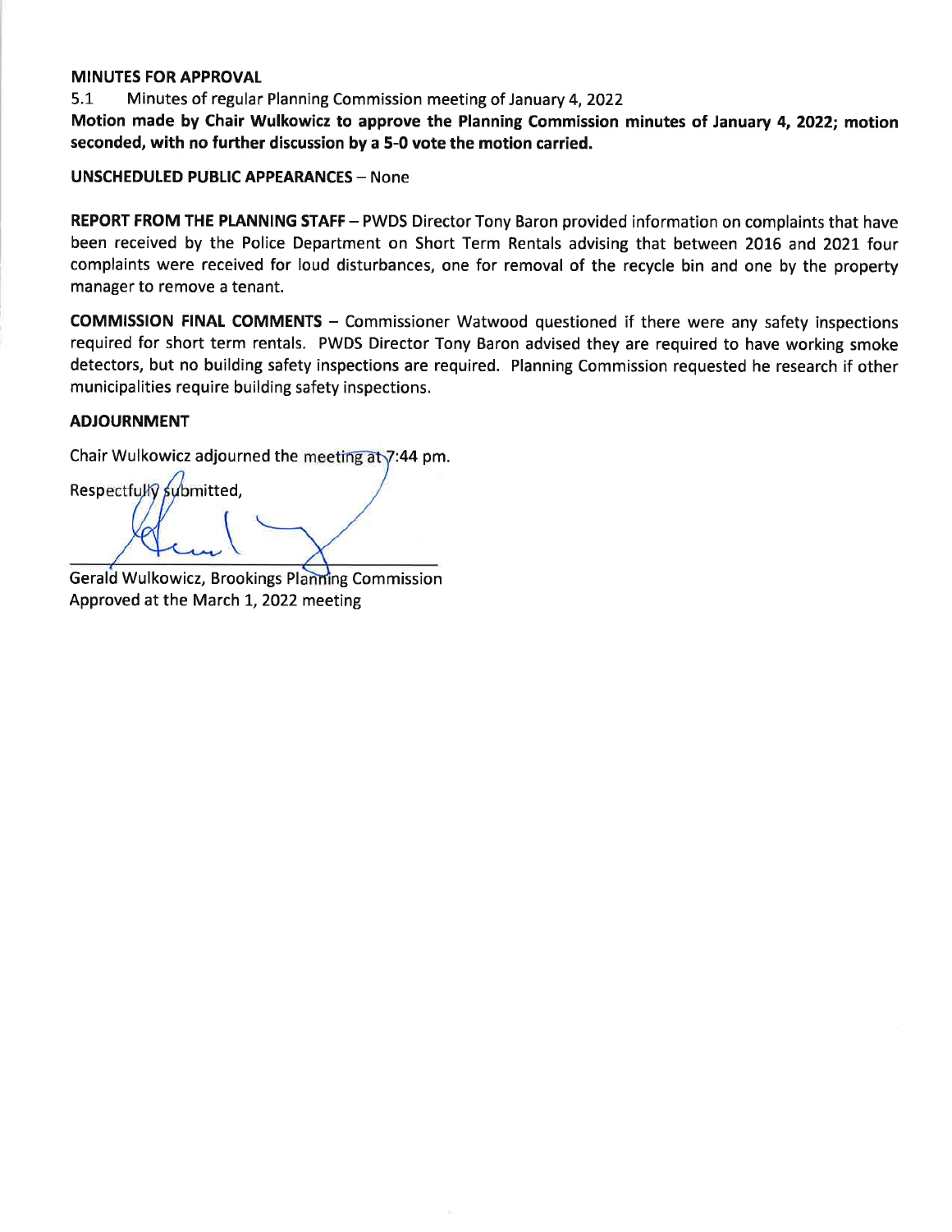**MINUTES FOR APPROVAL**

5.1 Minutes of regular Planning Commission meeting of January 4, 2022

**Motion made by Chair Wulkowicz to approve the Planning Commission minutes of January 4, 2022; motion seconded, with no further discussion by a 5-0 vote the motion carried.**

**UNSCHEDULED PUBLIC APPEARANCES** – None

**REPORT FROM THE PLANNING STAFF** – PWDS Director Tony Baron provided information on complaints that have been received by the Police Department on Short Term Rentals advising that between 2016 and 2021 four complaints were received for loud disturbances, one for removal of the recycle bin and one by the property manager to remove a tenant.

**COMMISSION FINAL COMMENTS** – Commissioner Watwood questioned if there were any safety inspections required for short term rentals. PWDS Director Tony Baron advised they are required to have working smoke detectors, but no building safety inspections are required. Planning Commission requested he research if other municipalities require building safety inspections.

**ADJOURNMENT**

Chair Wulkowicz adjourned the meeting at 7:44 pm.

Respectfully submitted,

Gerald Wulkowicz, Brookings Planning Commission
Approved at the March 1, 2022 meeting